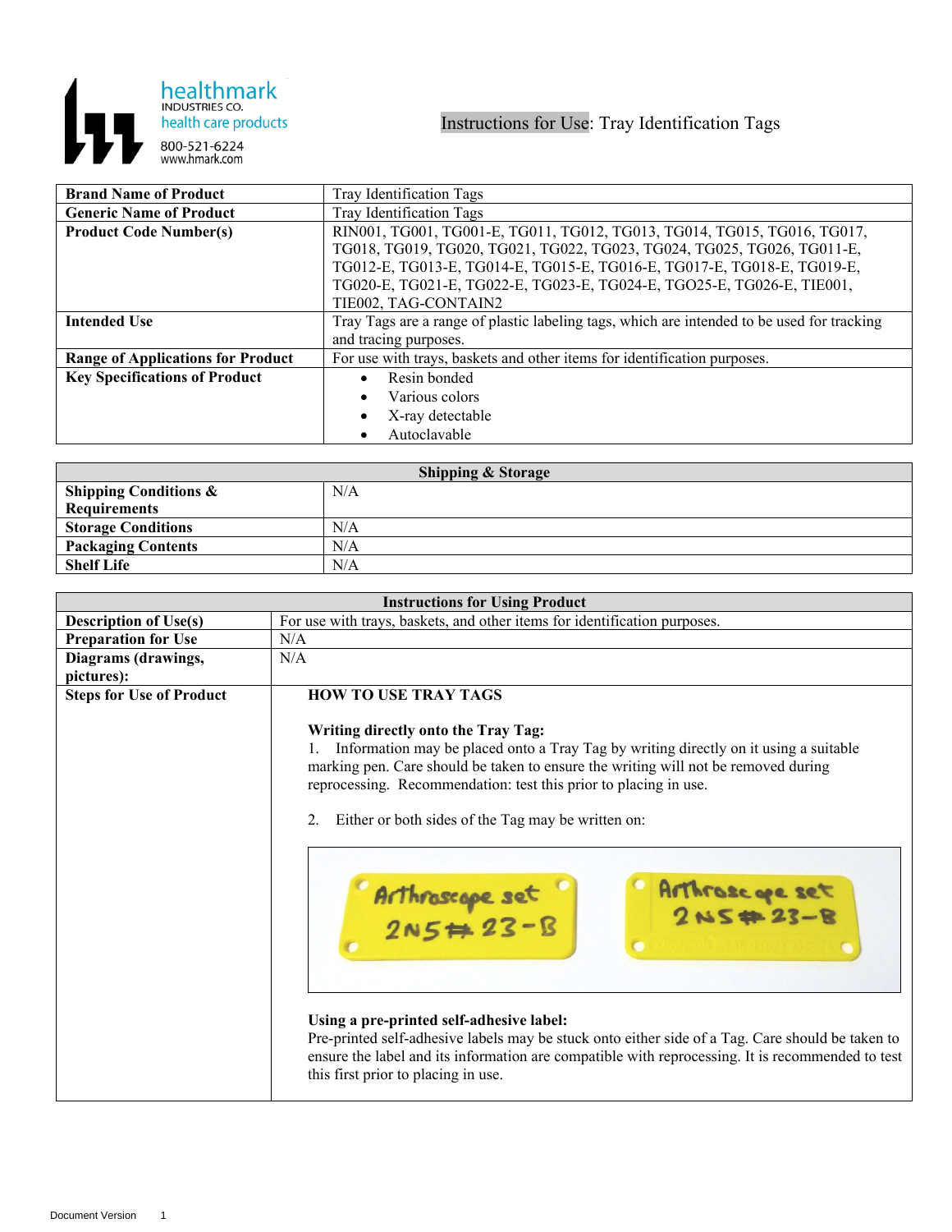healthmark
INDUSTRIES CO.
health care products
800-521-6224
www.hmark.com

# Instructions for Use: Tray Identification Tags

| Brand Name of Product | Tray Identification Tags |
|---|---|
| Generic Name of Product | Tray Identification Tags |
| Product Code Number(s) | RIN001, TG001, TG001-E, TG011, TG012, TG013, TG014, TG015, TG016, TG017, TG018, TG019, TG020, TG021, TG022, TG023, TG024, TG025, TG026, TG011-E, TG012-E, TG013-E, TG014-E, TG015-E, TG016-E, TG017-E, TG018-E, TG019-E, TG020-E, TG021-E, TG022-E, TG023-E, TG024-E, TGO25-E, TG026-E, TIE001, TIE002, TAG-CONTAIN2 |
| Intended Use | Tray Tags are a range of plastic labeling tags, which are intended to be used for tracking and tracing purposes. |
| Range of Applications for Product | For use with trays, baskets and other items for identification purposes. |
| Key Specifications of Product | • Resin bonded<br>• Various colors<br>• X-ray detectable<br>• Autoclavable |

| Shipping & Storage | |
|---|---|
| Shipping Conditions & Requirements | N/A |
| Storage Conditions | N/A |
| Packaging Contents | N/A |
| Shelf Life | N/A |

| Instructions for Using Product | |
|---|---|
| Description of Use(s) | For use with trays, baskets, and other items for identification purposes. |
| Preparation for Use | N/A |
| Diagrams (drawings, pictures): | N/A |
| Steps for Use of Product | **HOW TO USE TRAY TAGS**<br><br>**Writing directly onto the Tray Tag:**<br>1. Information may be placed onto a Tray Tag by writing directly on it using a suitable marking pen. Care should be taken to ensure the writing will not be removed during reprocessing. Recommendation: test this prior to placing in use.<br><br>2. Either or both sides of the Tag may be written on:<br><br>**Using a pre-printed self-adhesive label:**<br>Pre-printed self-adhesive labels may be stuck onto either side of a Tag. Care should be taken to ensure the label and its information are compatible with reprocessing. It is recommended to test this first prior to placing in use. |

Document Version 1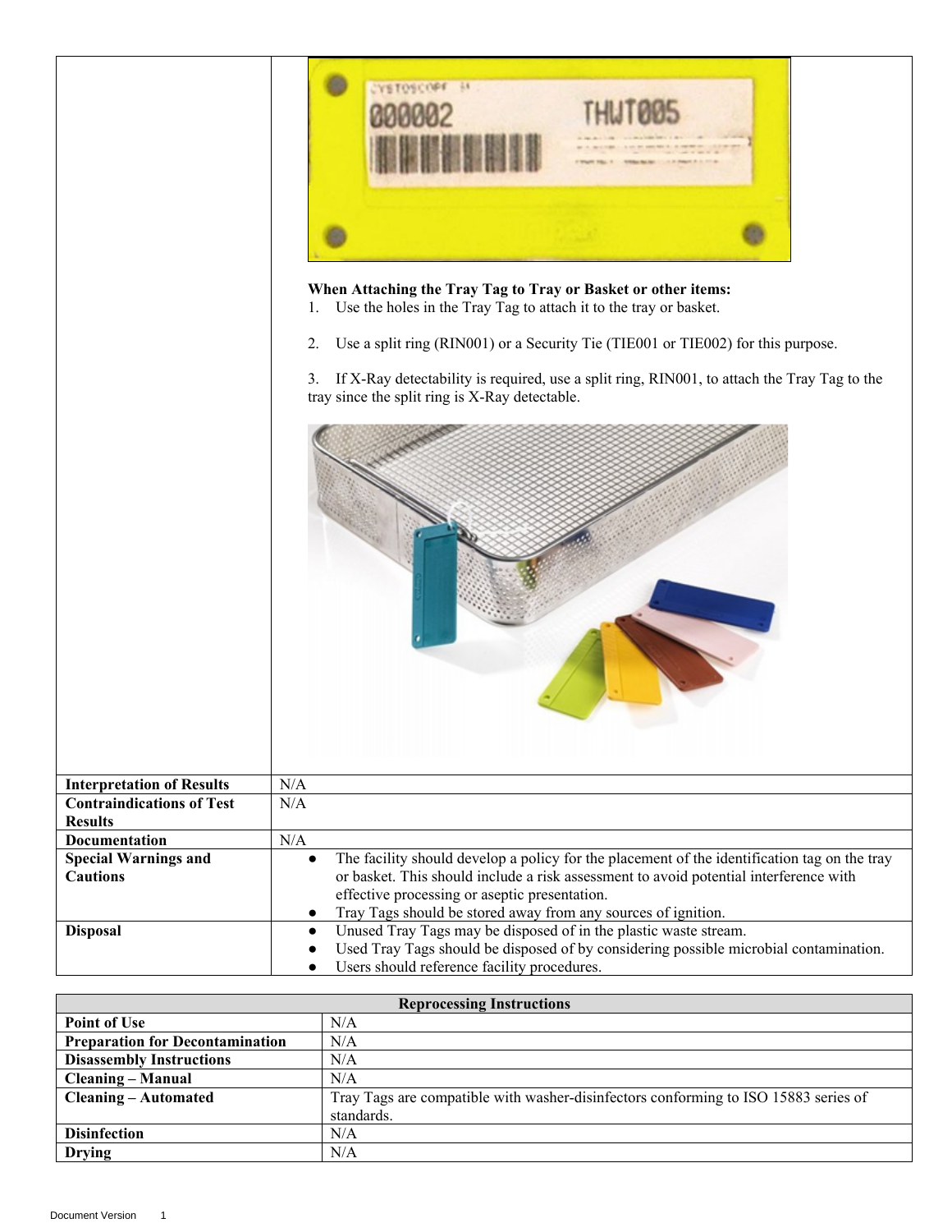| | When Attaching the Tray Tag to Tray or Basket or other items:<br>1. Use the holes in the Tray Tag to attach it to the tray or basket.<br>2. Use a split ring (RIN001) or a Security Tie (TIE001 or TIE002) for this purpose.<br>3. If X-Ray detectability is required, use a split ring, RIN001, to attach the Tray Tag to the tray since the split ring is X-Ray detectable. |
|---|---|
| **Interpretation of Results** | N/A |
| **Contraindications of Test Results** | N/A |
| **Documentation** | N/A |
| **Special Warnings and Cautions** | ● The facility should develop a policy for the placement of the identification tag on the tray or basket. This should include a risk assessment to avoid potential interference with effective processing or aseptic presentation.<br>● Tray Tags should be stored away from any sources of ignition. |
| **Disposal** | ● Unused Tray Tags may be disposed of in the plastic waste stream.<br>● Used Tray Tags should be disposed of by considering possible microbial contamination.<br>● Users should reference facility procedures. |

| **Reprocessing Instructions** | |
|---|---|
| **Point of Use** | N/A |
| **Preparation for Decontamination** | N/A |
| **Disassembly Instructions** | N/A |
| **Cleaning – Manual** | N/A |
| **Cleaning – Automated** | Tray Tags are compatible with washer-disinfectors conforming to ISO 15883 series of standards. |
| **Disinfection** | N/A |
| **Drying** | N/A |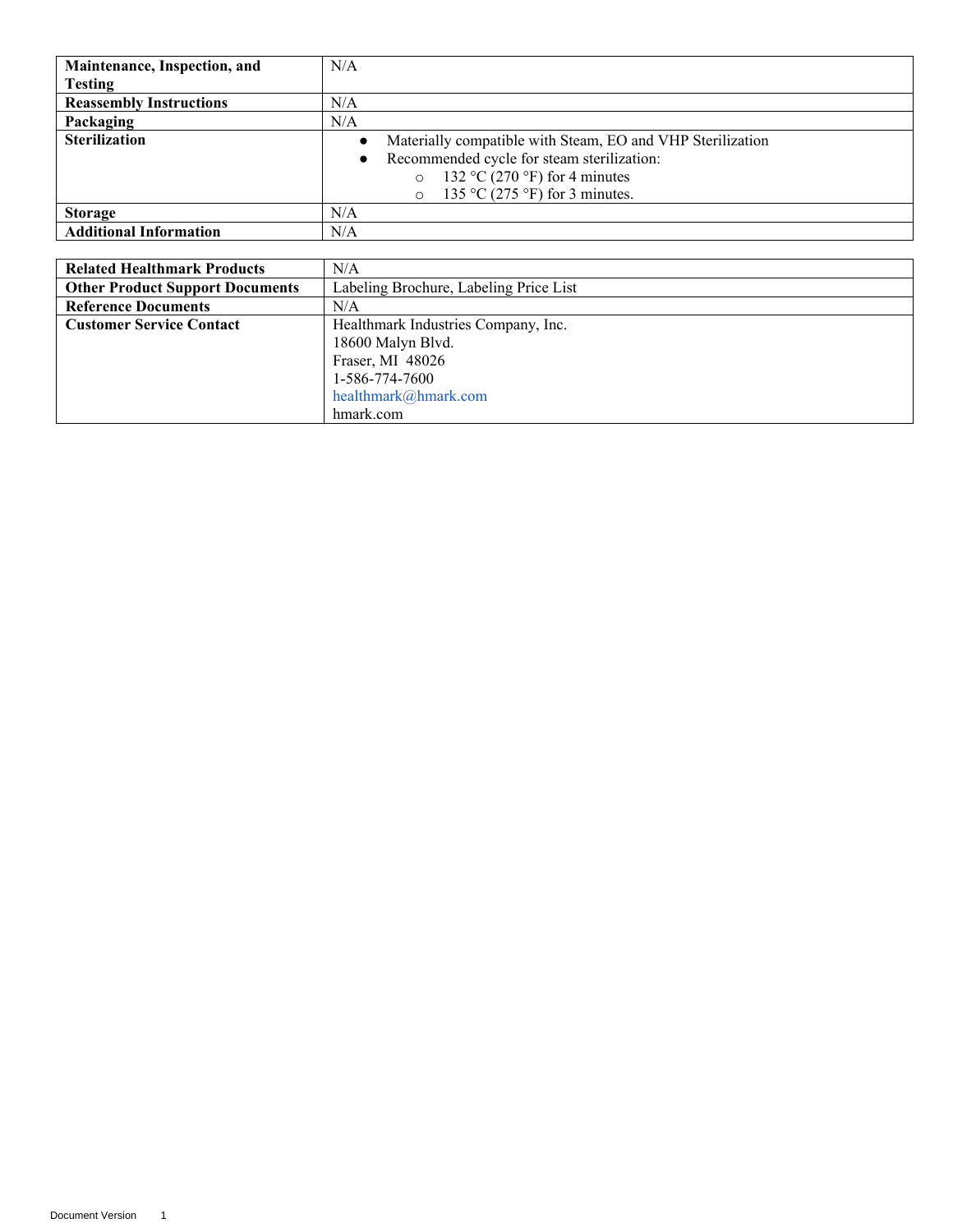| | |
|---|---|
| **Maintenance, Inspection, and Testing** | N/A |
| **Reassembly Instructions** | N/A |
| **Packaging** | N/A |
| **Sterilization** | • Materially compatible with Steam, EO and VHP Sterilization<br>• Recommended cycle for steam sterilization:<br>  ○ 132 °C (270 °F) for 4 minutes<br>  ○ 135 °C (275 °F) for 3 minutes. |
| **Storage** | N/A |
| **Additional Information** | N/A |

| | |
|---|---|
| **Related Healthmark Products** | N/A |
| **Other Product Support Documents** | Labeling Brochure, Labeling Price List |
| **Reference Documents** | N/A |
| **Customer Service Contact** | Healthmark Industries Company, Inc.<br>18600 Malyn Blvd.<br>Fraser, MI 48026<br>1-586-774-7600<br>healthmark@hmark.com<br>hmark.com |

Document Version 1